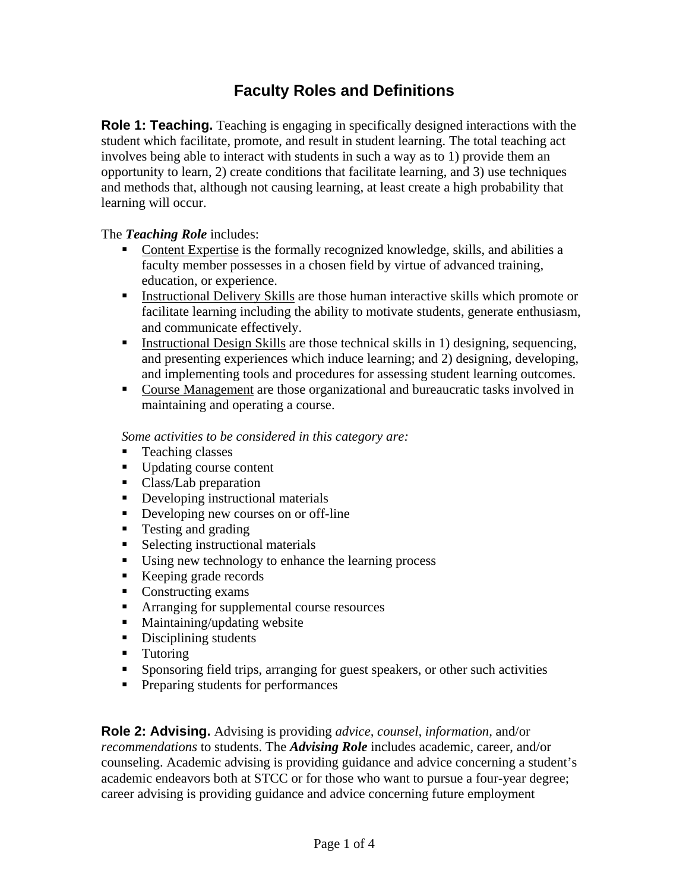# Faculty Roles and Definitions

**Role 1: Teaching.** Teaching is engaging in specifically designed interactions with the student which facilitate, promote, and result in student learning. The total teaching act involves being able to interact with students in such a way as to 1) provide them an opportunity to learn, 2) create conditions that facilitate learning, and 3) use techniques and methods that, although not causing learning, at least create a high probability that learning will occur.

The ***Teaching Role*** includes:

- <u>Content Expertise</u> is the formally recognized knowledge, skills, and abilities a faculty member possesses in a chosen field by virtue of advanced training, education, or experience.
- <u>Instructional Delivery Skills</u> are those human interactive skills which promote or facilitate learning including the ability to motivate students, generate enthusiasm, and communicate effectively.
- <u>Instructional Design Skills</u> are those technical skills in 1) designing, sequencing, and presenting experiences which induce learning; and 2) designing, developing, and implementing tools and procedures for assessing student learning outcomes.
- <u>Course Management</u> are those organizational and bureaucratic tasks involved in maintaining and operating a course.

*Some activities to be considered in this category are:*

- Teaching classes
- Updating course content
- Class/Lab preparation
- Developing instructional materials
- Developing new courses on or off-line
- Testing and grading
- Selecting instructional materials
- Using new technology to enhance the learning process
- Keeping grade records
- Constructing exams
- Arranging for supplemental course resources
- Maintaining/updating website
- Disciplining students
- Tutoring
- Sponsoring field trips, arranging for guest speakers, or other such activities
- Preparing students for performances

**Role 2: Advising.** Advising is providing *advice, counsel, information,* and/or *recommendations* to students. The ***Advising Role*** includes academic, career, and/or counseling. Academic advising is providing guidance and advice concerning a student's academic endeavors both at STCC or for those who want to pursue a four-year degree; career advising is providing guidance and advice concerning future employment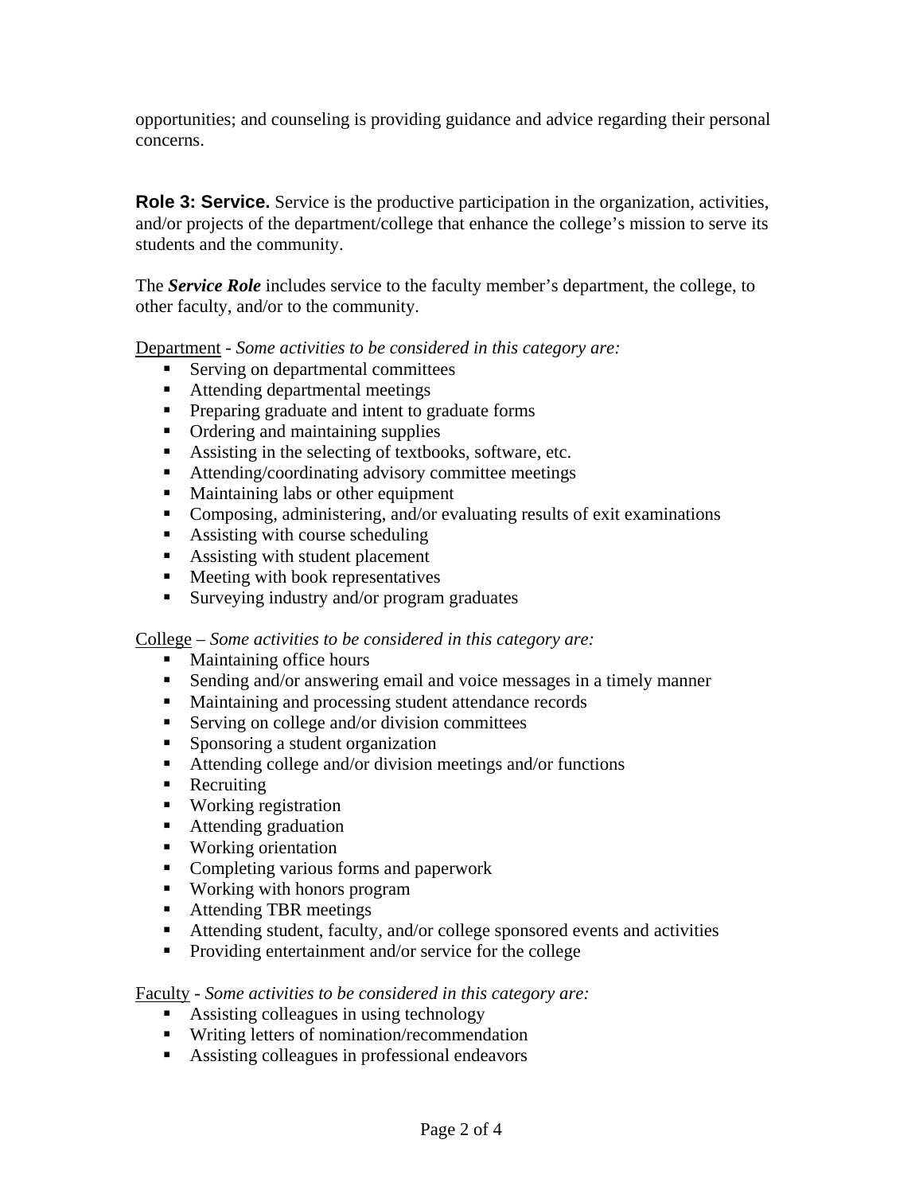opportunities; and counseling is providing guidance and advice regarding their personal concerns.

**Role 3: Service.** Service is the productive participation in the organization, activities, and/or projects of the department/college that enhance the college's mission to serve its students and the community.

The ***Service Role*** includes service to the faculty member's department, the college, to other faculty, and/or to the community.

Department - *Some activities to be considered in this category are:*

- Serving on departmental committees
- Attending departmental meetings
- Preparing graduate and intent to graduate forms
- Ordering and maintaining supplies
- Assisting in the selecting of textbooks, software, etc.
- Attending/coordinating advisory committee meetings
- Maintaining labs or other equipment
- Composing, administering, and/or evaluating results of exit examinations
- Assisting with course scheduling
- Assisting with student placement
- Meeting with book representatives
- Surveying industry and/or program graduates

College – *Some activities to be considered in this category are:*

- Maintaining office hours
- Sending and/or answering email and voice messages in a timely manner
- Maintaining and processing student attendance records
- Serving on college and/or division committees
- Sponsoring a student organization
- Attending college and/or division meetings and/or functions
- Recruiting
- Working registration
- Attending graduation
- Working orientation
- Completing various forms and paperwork
- Working with honors program
- Attending TBR meetings
- Attending student, faculty, and/or college sponsored events and activities
- Providing entertainment and/or service for the college

Faculty - *Some activities to be considered in this category are:*

- Assisting colleagues in using technology
- Writing letters of nomination/recommendation
- Assisting colleagues in professional endeavors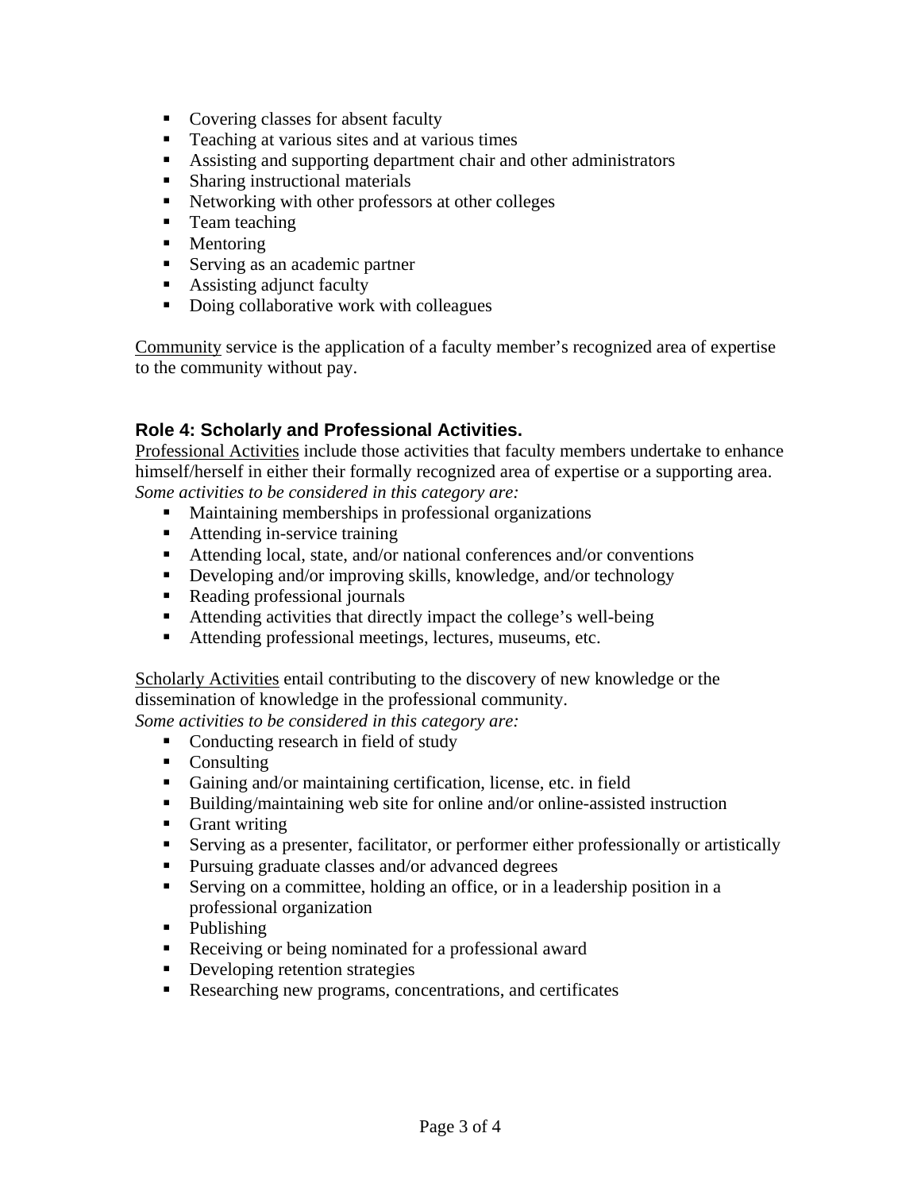- Covering classes for absent faculty
- Teaching at various sites and at various times
- Assisting and supporting department chair and other administrators
- Sharing instructional materials
- Networking with other professors at other colleges
- Team teaching
- Mentoring
- Serving as an academic partner
- Assisting adjunct faculty
- Doing collaborative work with colleagues

<u>Community</u> service is the application of a faculty member's recognized area of expertise to the community without pay.

### Role 4: Scholarly and Professional Activities.

<u>Professional Activities</u> include those activities that faculty members undertake to enhance himself/herself in either their formally recognized area of expertise or a supporting area.
*Some activities to be considered in this category are:*

- Maintaining memberships in professional organizations
- Attending in-service training
- Attending local, state, and/or national conferences and/or conventions
- Developing and/or improving skills, knowledge, and/or technology
- Reading professional journals
- Attending activities that directly impact the college's well-being
- Attending professional meetings, lectures, museums, etc.

<u>Scholarly Activities</u> entail contributing to the discovery of new knowledge or the dissemination of knowledge in the professional community.
*Some activities to be considered in this category are:*

- Conducting research in field of study
- Consulting
- Gaining and/or maintaining certification, license, etc. in field
- Building/maintaining web site for online and/or online-assisted instruction
- Grant writing
- Serving as a presenter, facilitator, or performer either professionally or artistically
- Pursuing graduate classes and/or advanced degrees
- Serving on a committee, holding an office, or in a leadership position in a professional organization
- Publishing
- Receiving or being nominated for a professional award
- Developing retention strategies
- Researching new programs, concentrations, and certificates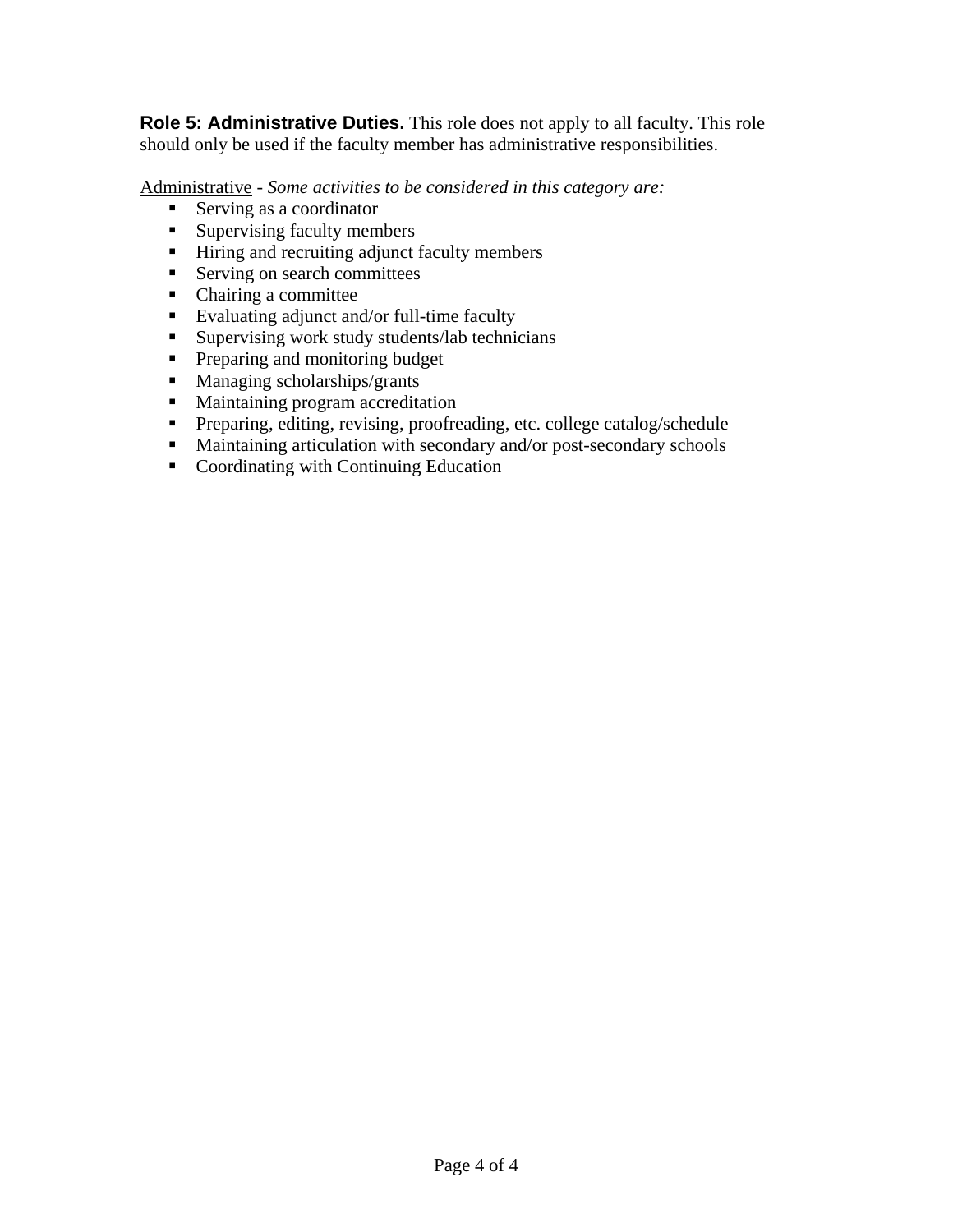**Role 5: Administrative Duties.** This role does not apply to all faculty. This role should only be used if the faculty member has administrative responsibilities.

Administrative - *Some activities to be considered in this category are:*

- Serving as a coordinator
- Supervising faculty members
- Hiring and recruiting adjunct faculty members
- Serving on search committees
- Chairing a committee
- Evaluating adjunct and/or full-time faculty
- Supervising work study students/lab technicians
- Preparing and monitoring budget
- Managing scholarships/grants
- Maintaining program accreditation
- Preparing, editing, revising, proofreading, etc. college catalog/schedule
- Maintaining articulation with secondary and/or post-secondary schools
- Coordinating with Continuing Education